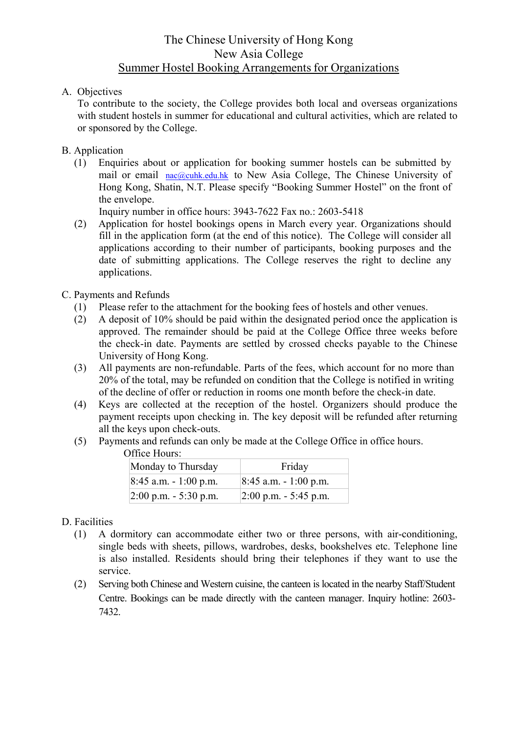# The Chinese University of Hong Kong
# New Asia College
## Summer Hostel Booking Arrangements for Organizations

A. Objectives

To contribute to the society, the College provides both local and overseas organizations with student hostels in summer for educational and cultural activities, which are related to or sponsored by the College.

B. Application

(1) Enquiries about or application for booking summer hostels can be submitted by mail or email nac@cuhk.edu.hk to New Asia College, The Chinese University of Hong Kong, Shatin, N.T. Please specify "Booking Summer Hostel" on the front of the envelope.
Inquiry number in office hours: 3943-7622 Fax no.: 2603-5418

(2) Application for hostel bookings opens in March every year. Organizations should fill in the application form (at the end of this notice). The College will consider all applications according to their number of participants, booking purposes and the date of submitting applications. The College reserves the right to decline any applications.

C. Payments and Refunds

(1) Please refer to the attachment for the booking fees of hostels and other venues.

(2) A deposit of 10% should be paid within the designated period once the application is approved. The remainder should be paid at the College Office three weeks before the check-in date. Payments are settled by crossed checks payable to the Chinese University of Hong Kong.

(3) All payments are non-refundable. Parts of the fees, which account for no more than 20% of the total, may be refunded on condition that the College is notified in writing of the decline of offer or reduction in rooms one month before the check-in date.

(4) Keys are collected at the reception of the hostel. Organizers should produce the payment receipts upon checking in. The key deposit will be refunded after returning all the keys upon check-outs.

(5) Payments and refunds can only be made at the College Office in office hours.

Office Hours:

| Monday to Thursday | Friday |
|---|---|
| 8:45 a.m. - 1:00 p.m. | 8:45 a.m. - 1:00 p.m. |
| 2:00 p.m. - 5:30 p.m. | 2:00 p.m. - 5:45 p.m. |

D. Facilities

(1) A dormitory can accommodate either two or three persons, with air-conditioning, single beds with sheets, pillows, wardrobes, desks, bookshelves etc. Telephone line is also installed. Residents should bring their telephones if they want to use the service.

(2) Serving both Chinese and Western cuisine, the canteen is located in the nearby Staff/Student Centre. Bookings can be made directly with the canteen manager. Inquiry hotline: 2603-7432.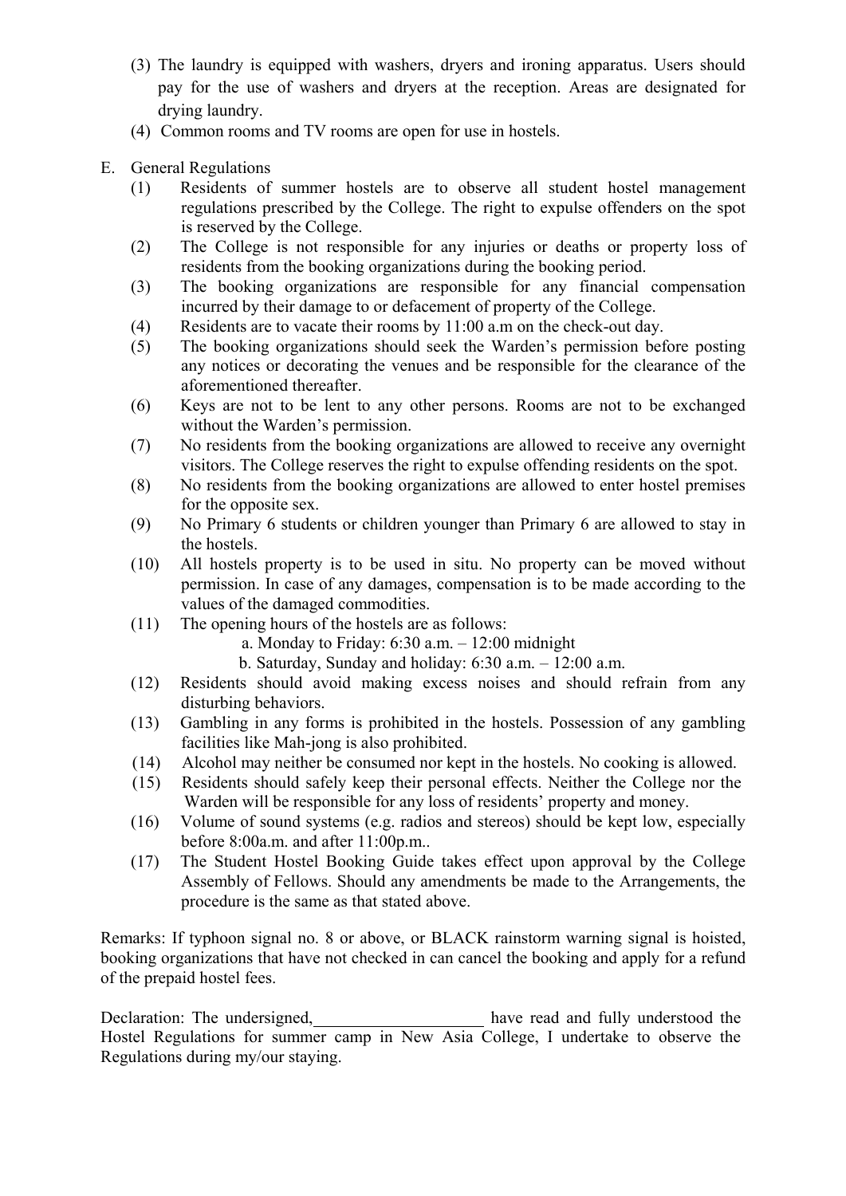(3) The laundry is equipped with washers, dryers and ironing apparatus. Users should pay for the use of washers and dryers at the reception. Areas are designated for drying laundry.

(4) Common rooms and TV rooms are open for use in hostels.

E. General Regulations

(1) Residents of summer hostels are to observe all student hostel management regulations prescribed by the College. The right to expulse offenders on the spot is reserved by the College.

(2) The College is not responsible for any injuries or deaths or property loss of residents from the booking organizations during the booking period.

(3) The booking organizations are responsible for any financial compensation incurred by their damage to or defacement of property of the College.

(4) Residents are to vacate their rooms by 11:00 a.m on the check-out day.

(5) The booking organizations should seek the Warden's permission before posting any notices or decorating the venues and be responsible for the clearance of the aforementioned thereafter.

(6) Keys are not to be lent to any other persons. Rooms are not to be exchanged without the Warden's permission.

(7) No residents from the booking organizations are allowed to receive any overnight visitors. The College reserves the right to expulse offending residents on the spot.

(8) No residents from the booking organizations are allowed to enter hostel premises for the opposite sex.

(9) No Primary 6 students or children younger than Primary 6 are allowed to stay in the hostels.

(10) All hostels property is to be used in situ. No property can be moved without permission. In case of any damages, compensation is to be made according to the values of the damaged commodities.

(11) The opening hours of the hostels are as follows:
    a. Monday to Friday: 6:30 a.m. – 12:00 midnight
    b. Saturday, Sunday and holiday: 6:30 a.m. – 12:00 a.m.

(12) Residents should avoid making excess noises and should refrain from any disturbing behaviors.

(13) Gambling in any forms is prohibited in the hostels. Possession of any gambling facilities like Mah-jong is also prohibited.

(14) Alcohol may neither be consumed nor kept in the hostels. No cooking is allowed.

(15) Residents should safely keep their personal effects. Neither the College nor the Warden will be responsible for any loss of residents' property and money.

(16) Volume of sound systems (e.g. radios and stereos) should be kept low, especially before 8:00a.m. and after 11:00p.m..

(17) The Student Hostel Booking Guide takes effect upon approval by the College Assembly of Fellows. Should any amendments be made to the Arrangements, the procedure is the same as that stated above.

Remarks: If typhoon signal no. 8 or above, or BLACK rainstorm warning signal is hoisted, booking organizations that have not checked in can cancel the booking and apply for a refund of the prepaid hostel fees.

Declaration: The undersigned,____________________ have read and fully understood the Hostel Regulations for summer camp in New Asia College, I undertake to observe the Regulations during my/our staying.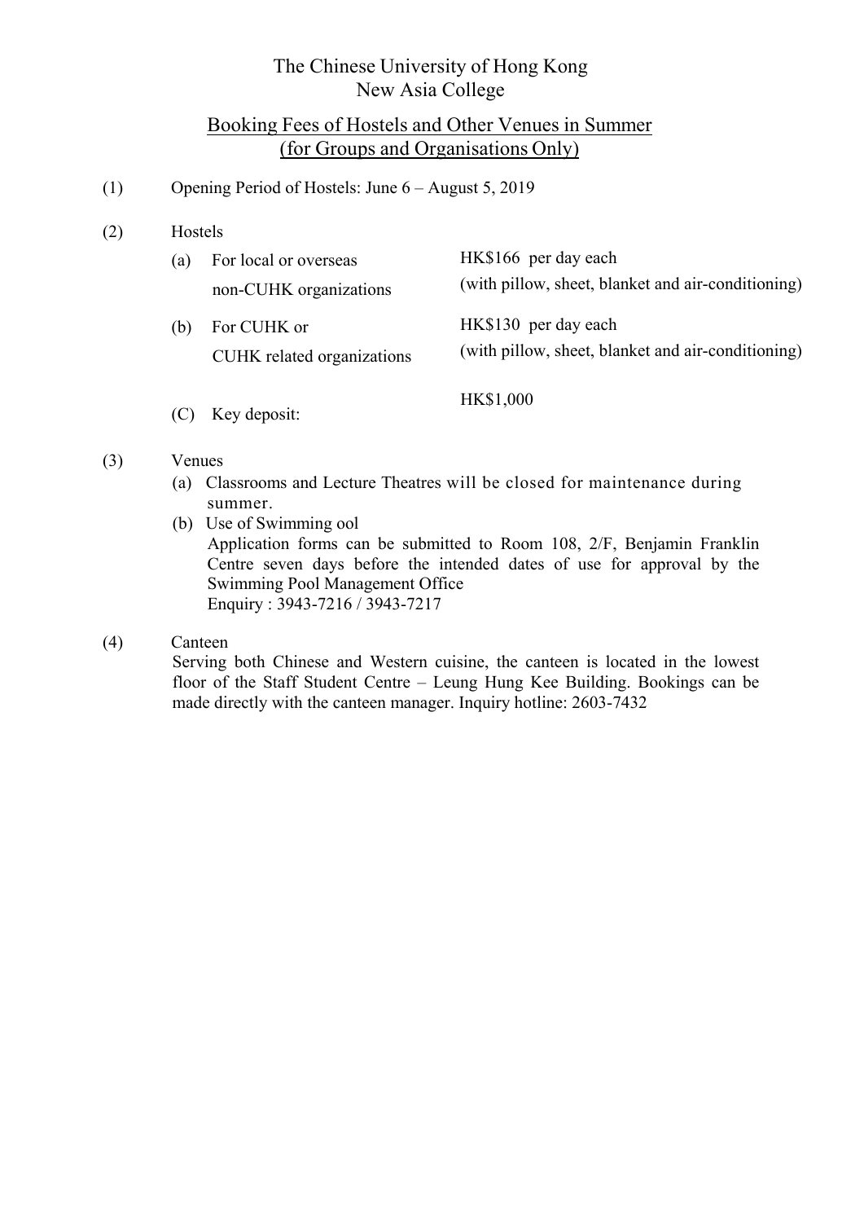# The Chinese University of Hong Kong
# New Asia College

## Booking Fees of Hostels and Other Venues in Summer (for Groups and Organisations Only)

(1) Opening Period of Hostels: June 6 – August 5, 2019

(2) Hostels

| | | |
|---|---|---|
| (a) | For local or overseas non-CUHK organizations | HK$166 per day each (with pillow, sheet, blanket and air-conditioning) |
| (b) | For CUHK or CUHK related organizations | HK$130 per day each (with pillow, sheet, blanket and air-conditioning) |
| (C) | Key deposit: | HK$1,000 |

(3) Venues

(a) Classrooms and Lecture Theatres will be closed for maintenance during summer.

(b) Use of Swimming ool
Application forms can be submitted to Room 108, 2/F, Benjamin Franklin Centre seven days before the intended dates of use for approval by the Swimming Pool Management Office
Enquiry : 3943-7216 / 3943-7217

(4) Canteen

Serving both Chinese and Western cuisine, the canteen is located in the lowest floor of the Staff Student Centre – Leung Hung Kee Building. Bookings can be made directly with the canteen manager. Inquiry hotline: 2603-7432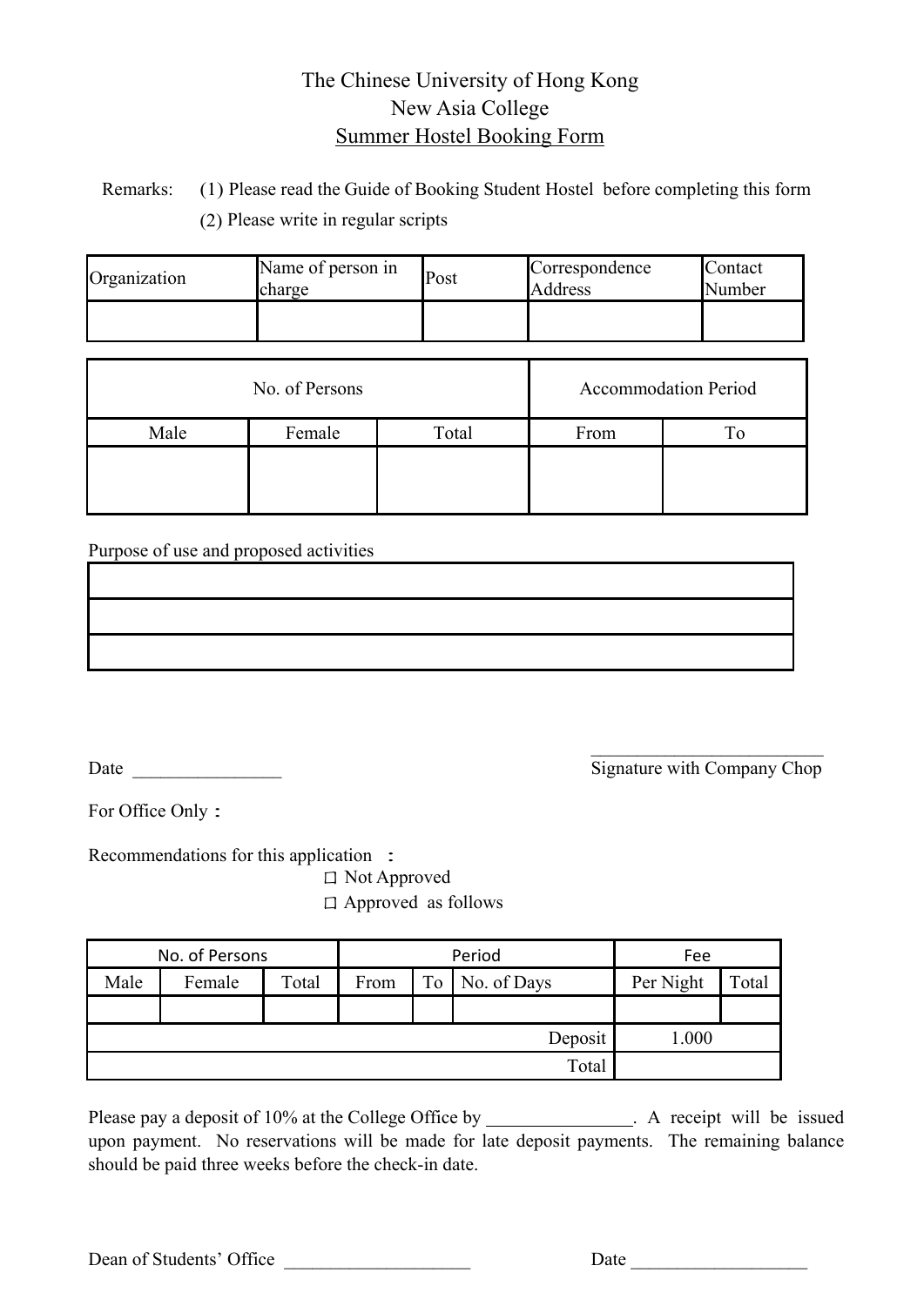# The Chinese University of Hong Kong
## New Asia College
## Summer Hostel Booking Form

Remarks: (1) Please read the Guide of Booking Student Hostel before completing this form
(2) Please write in regular scripts

| Organization | Name of person in charge | Post | Correspondence Address | Contact Number |
|---|---|---|---|---|
| | | | | |

| No. of Persons | | | Accommodation Period | |
|---|---|---|---|---|
| Male | Female | Total | From | To |
| | | | | |

Purpose of use and proposed activities

| |
|---|
| |
| |
| |

Date ________________

___________________________
Signature with Company Chop

For Office Only：

Recommendations for this application ：
□ Not Approved
□ Approved as follows

| No. of Persons | | | Period | | | Fee | |
|---|---|---|---|---|---|---|---|
| Male | Female | Total | From | To | No. of Days | Per Night | Total |
| | | | | | | | |
| | | | | | Deposit | 1.000 | |
| | | | | | Total | | |

Please pay a deposit of 10% at the College Office by ________________. A receipt will be issued upon payment. No reservations will be made for late deposit payments. The remaining balance should be paid three weeks before the check-in date.

Dean of Students' Office ____________________ Date ___________________